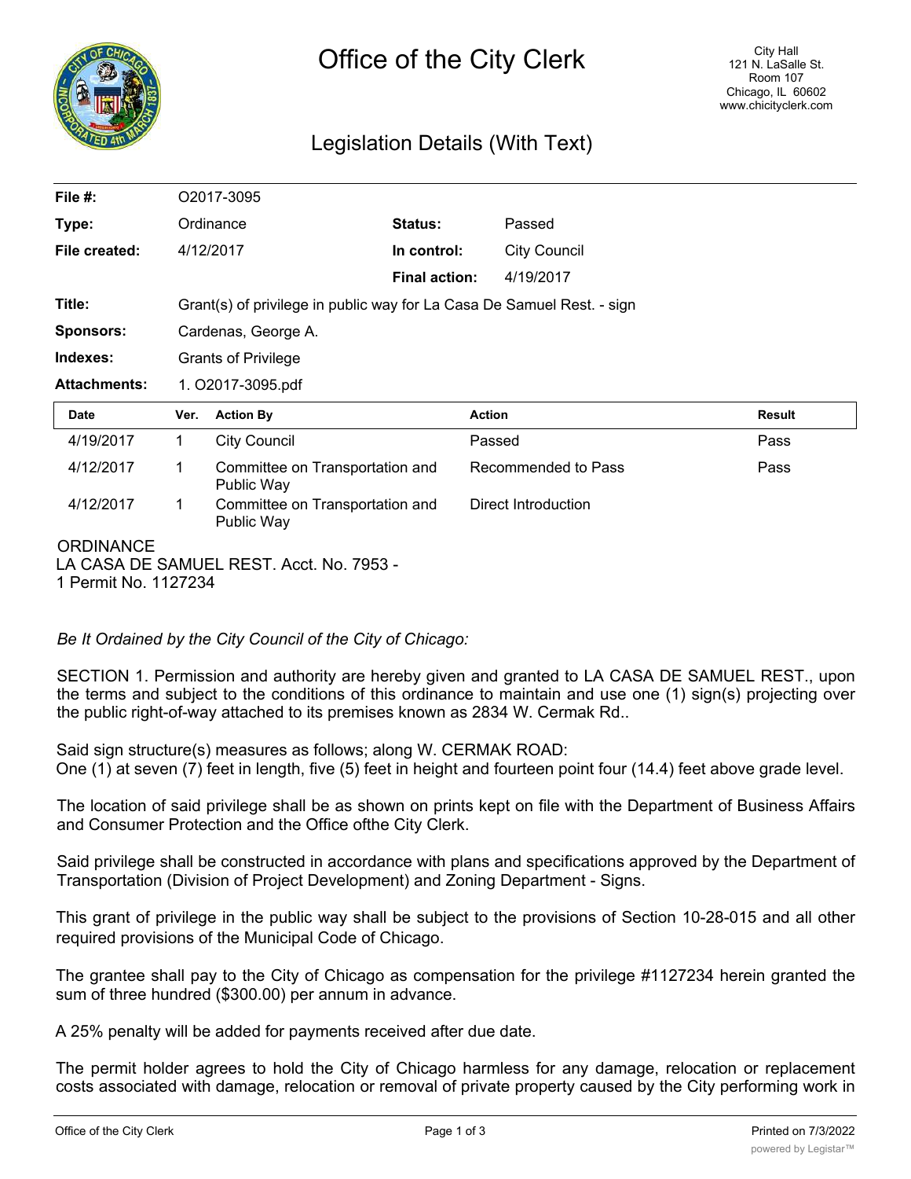# Office of the City Clerk

City Hall
121 N. LaSalle St.
Room 107
Chicago, IL 60602
www.chicityclerk.com

## Legislation Details (With Text)

| | | | |
|---|---|---|---|
| **File #:** | O2017-3095 | | |
| **Type:** | Ordinance | **Status:** | Passed |
| **File created:** | 4/12/2017 | **In control:** | City Council |
| | | **Final action:** | 4/19/2017 |
| **Title:** | Grant(s) of privilege in public way for La Casa De Samuel Rest. - sign | | |
| **Sponsors:** | Cardenas, George A. | | |
| **Indexes:** | Grants of Privilege | | |
| **Attachments:** | 1. O2017-3095.pdf | | |

| Date | Ver. | Action By | Action | Result |
|---|---|---|---|---|
| 4/19/2017 | 1 | City Council | Passed | Pass |
| 4/12/2017 | 1 | Committee on Transportation and Public Way | Recommended to Pass | Pass |
| 4/12/2017 | 1 | Committee on Transportation and Public Way | Direct Introduction | |

ORDINANCE
LA CASA DE SAMUEL REST. Acct. No. 7953 -
1 Permit No. 1127234

*Be It Ordained by the City Council of the City of Chicago:*

SECTION 1. Permission and authority are hereby given and granted to LA CASA DE SAMUEL REST., upon the terms and subject to the conditions of this ordinance to maintain and use one (1) sign(s) projecting over the public right-of-way attached to its premises known as 2834 W. Cermak Rd..

Said sign structure(s) measures as follows; along W. CERMAK ROAD:
One (1) at seven (7) feet in length, five (5) feet in height and fourteen point four (14.4) feet above grade level.

The location of said privilege shall be as shown on prints kept on file with the Department of Business Affairs and Consumer Protection and the Office ofthe City Clerk.

Said privilege shall be constructed in accordance with plans and specifications approved by the Department of Transportation (Division of Project Development) and Zoning Department - Signs.

This grant of privilege in the public way shall be subject to the provisions of Section 10-28-015 and all other required provisions of the Municipal Code of Chicago.

The grantee shall pay to the City of Chicago as compensation for the privilege #1127234 herein granted the sum of three hundred ($300.00) per annum in advance.

A 25% penalty will be added for payments received after due date.

The permit holder agrees to hold the City of Chicago harmless for any damage, relocation or replacement costs associated with damage, relocation or removal of private property caused by the City performing work in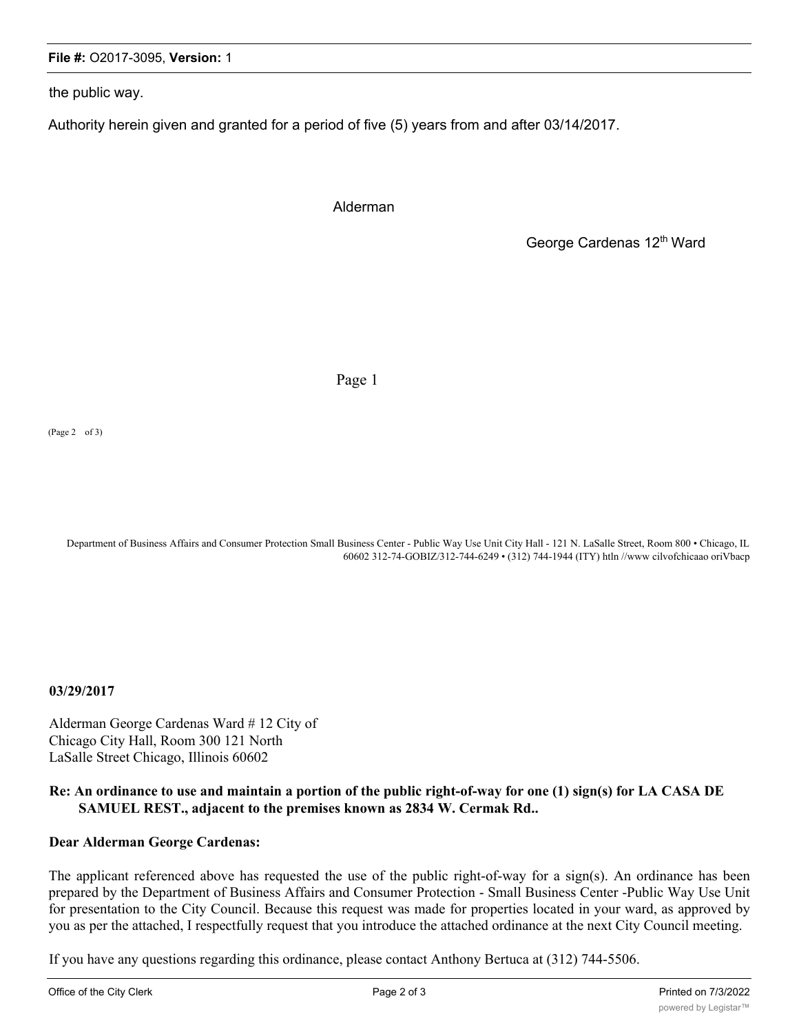the public way.

Authority herein given and granted for a period of five (5) years from and after 03/14/2017.

Alderman

George Cardenas 12th Ward

Page 1

(Page 2 of 3)

Department of Business Affairs and Consumer Protection Small Business Center - Public Way Use Unit City Hall - 121 N. LaSalle Street, Room 800 • Chicago, IL 60602 312-74-GOBIZ/312-744-6249 • (312) 744-1944 (ITY) htln //www cilvofchicaao oriVbacp

**03/29/2017**

Alderman George Cardenas Ward # 12 City of Chicago City Hall, Room 300 121 North LaSalle Street Chicago, Illinois 60602

**Re: An ordinance to use and maintain a portion of the public right-of-way for one (1) sign(s) for LA CASA DE SAMUEL REST., adjacent to the premises known as 2834 W. Cermak Rd..**

**Dear Alderman George Cardenas:**

The applicant referenced above has requested the use of the public right-of-way for a sign(s). An ordinance has been prepared by the Department of Business Affairs and Consumer Protection - Small Business Center -Public Way Use Unit for presentation to the City Council. Because this request was made for properties located in your ward, as approved by you as per the attached, I respectfully request that you introduce the attached ordinance at the next City Council meeting.

If you have any questions regarding this ordinance, please contact Anthony Bertuca at (312) 744-5506.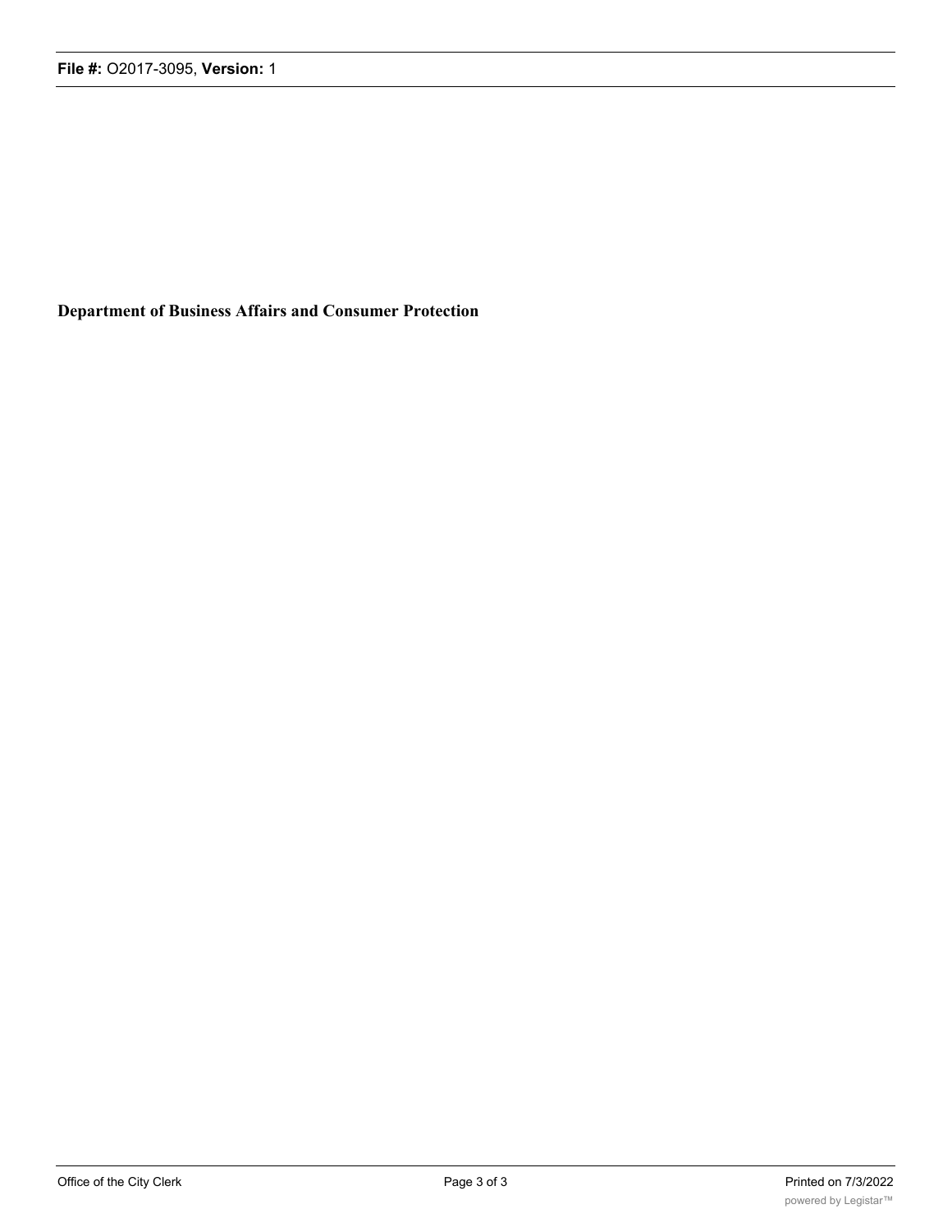**Department of Business Affairs and Consumer Protection**